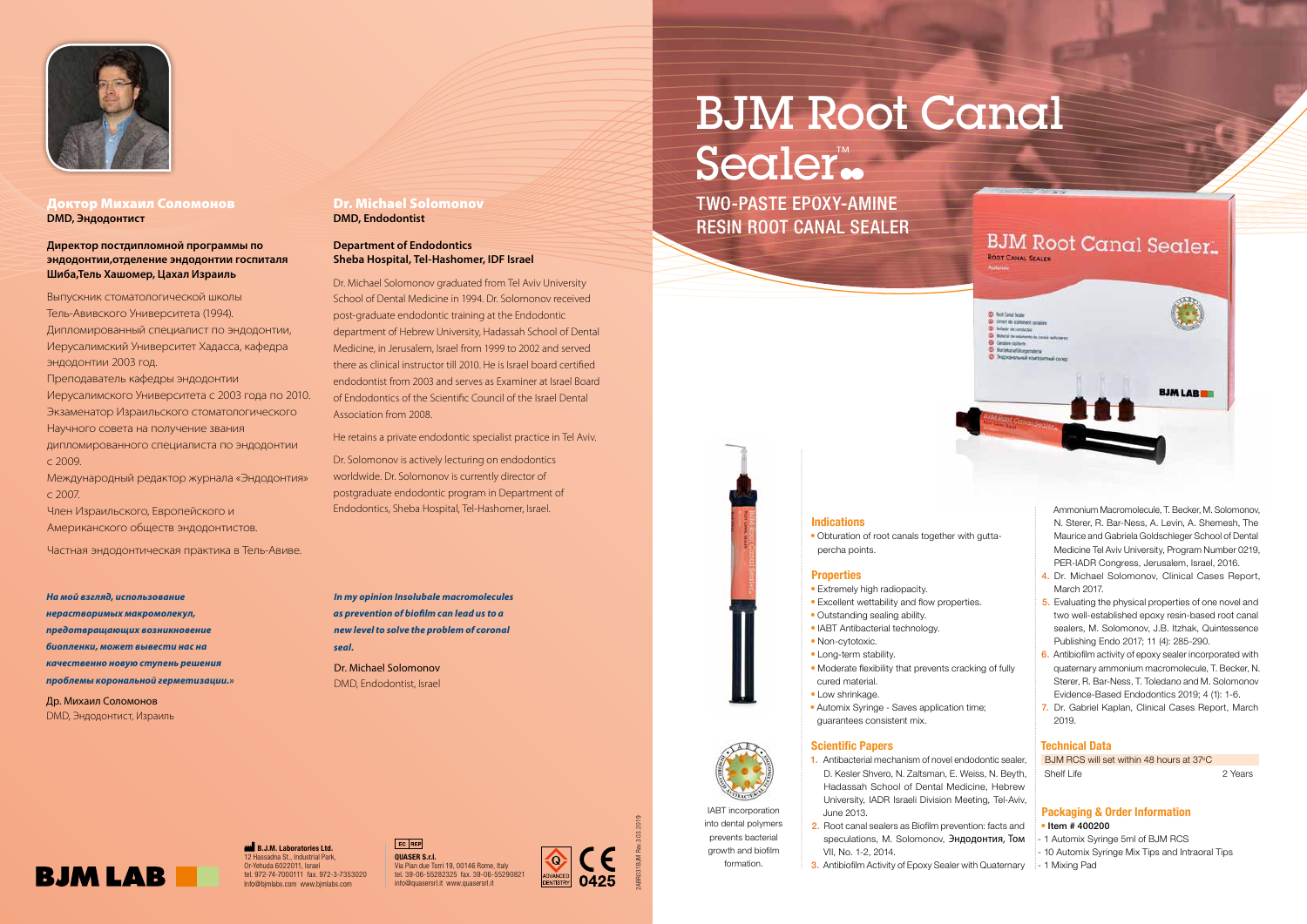## Доктор Михаил Соломонов

**DMD, Эндодонтист**

**Директор постдипломной программы по эндодонтии,отделение эндодонтии госпиталя Шиба,Тель Хашомер, Цахал Израиль**

Выпускник стоматологической школы Тель-Авивского Университета (1994).
Дипломированный специалист по эндодонтии, Иерусалимский Университет Хадасса, кафедра эндодонтии 2003 год.
Преподаватель кафедры эндодонтии Иерусалимского Университета с 2003 года по 2010.
Экзаменатор Израильского стоматологического Научного совета на получение звания дипломированного специалиста по эндодонтии с 2009.
Международный редактор журнала «Эндодонтия» с 2007.
Член Израильского, Европейского и Американского обществ эндодонтистов.

Частная эндодонтическая практика в Тель-Авиве.

***На мой взгляд, использование нерастворимых макромолекул, предотвращающих возникновение биопленки, может вывести нас на качественно новую ступень решения проблемы корональной герметизации.»***

Др. Михаил Соломонов
DMD, Эндодонтист, Израиль

## Dr. Michael Solomonov

**DMD, Endodontist**

**Department of Endodontics**
**Sheba Hospital, Tel-Hashomer, IDF Israel**

Dr. Michael Solomonov graduated from Tel Aviv University School of Dental Medicine in 1994. Dr. Solomonov received post-graduate endodontic training at the Endodontic department of Hebrew University, Hadassah School of Dental Medicine, in Jerusalem, Israel from 1999 to 2002 and served there as clinical instructor till 2010. He is Israel board certified endodontist from 2003 and serves as Examiner at Israel Board of Endodontics of the Scientific Council of the Israel Dental Association from 2008.

He retains a private endodontic specialist practice in Tel Aviv.

Dr. Solomonov is actively lecturing on endodontics worldwide. Dr. Solomonov is currently director of postgraduate endodontic program in Department of Endodontics, Sheba Hospital, Tel-Hashomer, Israel.

***In my opinion Insolubale macromolecules as prevention of biofilm can lead us to a new level to solve the problem of coronal seal.***

Dr. Michael Solomonov
DMD, Endodontist, Israel

# BJM Root Canal Sealer™

## TWO-PASTE EPOXY-AMINE RESIN ROOT CANAL SEALER

IABT incorporation into dental polymers prevents bacterial growth and biofilm formation.

### Indications

- Obturation of root canals together with gutta-percha points.

### Properties

- Extremely high radiopacity.
- Excellent wettability and flow properties.
- Outstanding sealing ability.
- IABT Antibacterial technology.
- Non-cytotoxic.
- Long-term stability.
- Moderate flexibility that prevents cracking of fully cured material.
- Low shrinkage.
- Automix Syringe - Saves application time; guarantees consistent mix.

### Scientific Papers

1. Antibacterial mechanism of novel endodontic sealer, D. Kesler Shvero, N. Zaltsman, E. Weiss, N. Beyth, Hadassah School of Dental Medicine, Hebrew University, IADR Israeli Division Meeting, Tel-Aviv, June 2013.
2. Root canal sealers as Biofilm prevention: facts and speculations, M. Solomonov, Эндодонтия, Том VII, No. 1-2, 2014.
3. Antibiofilm Activity of Epoxy Sealer with Quaternary Ammonium Macromolecule, T. Becker, M. Solomonov, N. Sterer, R. Bar-Ness, A. Levin, A. Shemesh, The Maurice and Gabriela Goldschleger School of Dental Medicine Tel Aviv University, Program Number 0219, PER-IADR Congress, Jerusalem, Israel, 2016.
4. Dr. Michael Solomonov, Clinical Cases Report, March 2017.
5. Evaluating the physical properties of one novel and two well-established epoxy resin-based root canal sealers, M. Solomonov, J.B. Itzhak, Quintessence Publishing Endo 2017; 11 (4): 285-290.
6. Antibiofilm activity of epoxy sealer incorporated with quaternary ammonium macromolecule, T. Becker, N. Sterer, R. Bar-Ness, T. Toledano and M. Solomonov Evidence-Based Endodontics 2019; 4 (1): 1-6.
7. Dr. Gabriel Kaplan, Clinical Cases Report, March 2019.

### Technical Data

| | |
|---|---|
| BJM RCS will set within 48 hours at 37°C | |
| Shelf Life | 2 Years |

### Packaging & Order Information

- **Item # 400200**

- 1 Automix Syringe 5ml of BJM RCS
- 10 Automix Syringe Mix Tips and Intraoral Tips
- 1 Mixing Pad

**B.J.M. Laboratories Ltd.**
12 Hassadna St., Industrial Park, Or-Yehuda 6022011, Israel
tel. 972-74-7000111 fax. 972-3-7353020
info@bjmlabs.com www.bjmlabs.com

EC REP
**QUASER S.r.l.**
Via Pian due Torri 19, 00146 Rome, Italy
tel. 39-06-55282325 fax. 39-06-55290821
info@quasersrl.it www.quasersrl.it

CE 0425

2ABR0318JM Rev.3 03.2019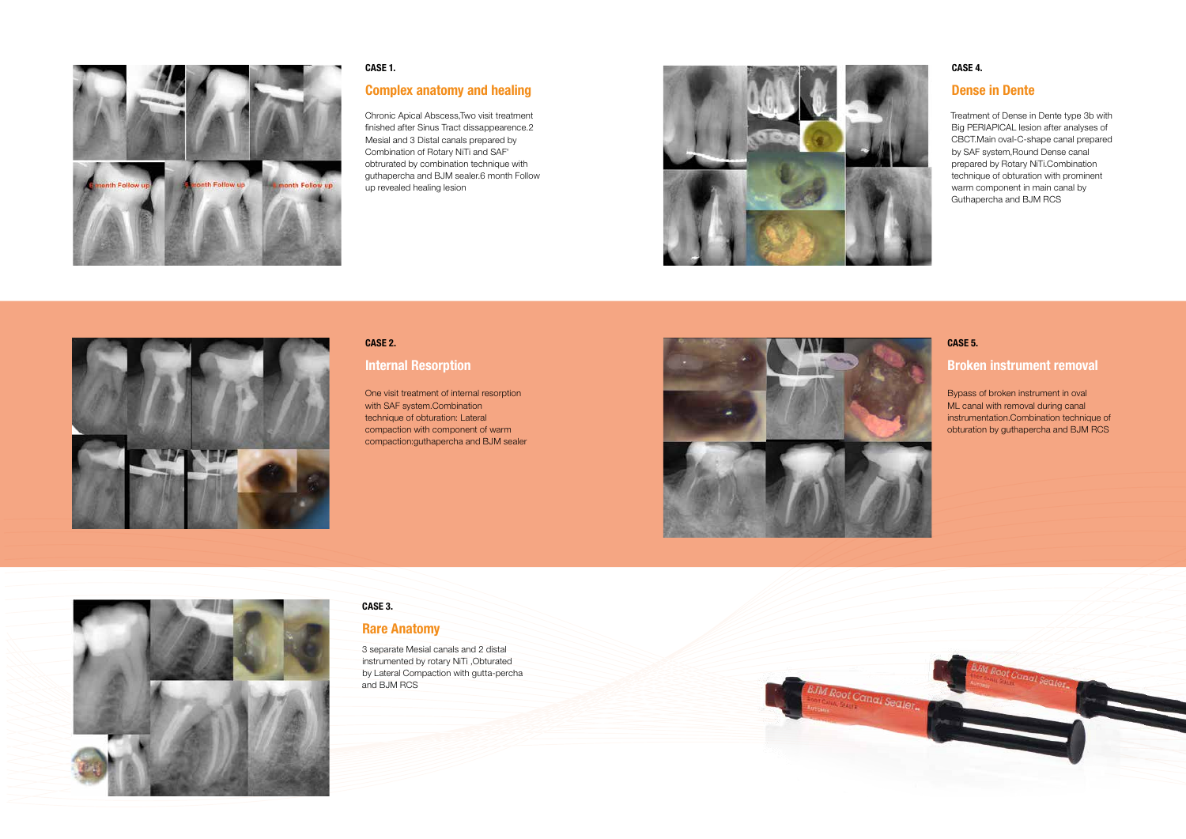### CASE 1.

## Complex anatomy and healing

Chronic Apical Abscess,Two visit treatment finished after Sinus Tract dissappearence.2 Mesial and 3 Distal canals prepared by Combination of Rotary NiTi and SAF' obtturated by combination technique with guthapercha and BJM sealer.6 month Follow up revealed healing lesion

### CASE 2.

## Internal Resorption

One visit treatment of internal resorption with SAF system.Combination technique of obturation: Lateral compaction with component of warm compaction:guthapercha and BJM sealer

### CASE 3.

## Rare Anatomy

3 separate Mesial canals and 2 distal instrumented by rotary NiTi ,Obturated by Lateral Compaction with gutta-percha and BJM RCS

### CASE 4.

## Dense in Dente

Treatment of Dense in Dente type 3b with Big PERIAPICAL lesion after analyses of CBCT.Main oval-C-shape canal prepared by SAF system,Round Dense canal prepared by Rotary NiTi.Combination technique of obturation with prominent warm component in main canal by Guthapercha and BJM RCS

### CASE 5.

## Broken instrument removal

Bypass of broken instrument in oval ML canal with removal during canal instrumentation.Combination technique of obturation by guthapercha and BJM RCS